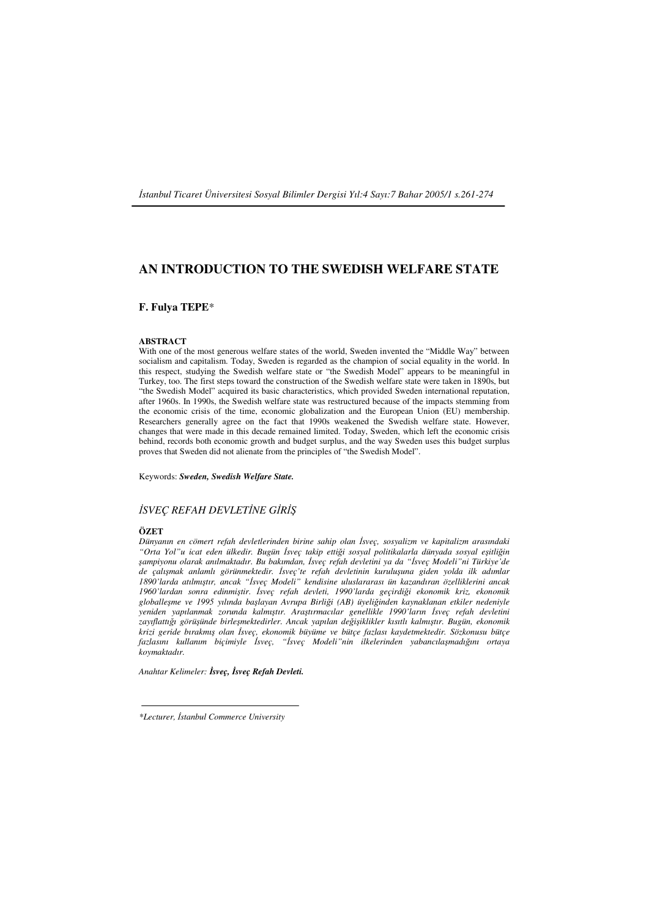# AN INTRODUCTION TO THE SWEDISH WELFARE STATE

**F. Fulya TEPE***

**ABSTRACT**

With one of the most generous welfare states of the world, Sweden invented the "Middle Way" between socialism and capitalism. Today, Sweden is regarded as the champion of social equality in the world. In this respect, studying the Swedish welfare state or "the Swedish Model" appears to be meaningful in Turkey, too. The first steps toward the construction of the Swedish welfare state were taken in 1890s, but "the Swedish Model" acquired its basic characteristics, which provided Sweden international reputation, after 1960s. In 1990s, the Swedish welfare state was restructured because of the impacts stemming from the economic crisis of the time, economic globalization and the European Union (EU) membership. Researchers generally agree on the fact that 1990s weakened the Swedish welfare state. However, changes that were made in this decade remained limited. Today, Sweden, which left the economic crisis behind, records both economic growth and budget surplus, and the way Sweden uses this budget surplus proves that Sweden did not alienate from the principles of "the Swedish Model".

Keywords: ***Sweden, Swedish Welfare State.***

## *İSVEÇ REFAH DEVLETİNE GİRİŞ*

**ÖZET**

*Dünyanın en cömert refah devletlerinden birine sahip olan İsveç, sosyalizm ve kapitalizm arasındaki "Orta Yol"u icat eden ülkedir. Bugün İsveç takip ettiği sosyal politikalarla dünyada sosyal eşitliğin şampiyonu olarak anılmaktadır. Bu bakımdan, İsveç refah devletini ya da "İsveç Modeli"ni Türkiye'de de çalışmak anlamlı görünmektedir. İsveç'te refah devletinin kuruluşuna giden yolda ilk adımlar 1890'larda atılmıştır, ancak "İsveç Modeli" kendisine uluslararası ün kazandıran özelliklerini ancak 1960'lardan sonra edinmiştir. İsveç refah devleti, 1990'larda geçirdiği ekonomik kriz, ekonomik globalleşme ve 1995 yılında başlayan Avrupa Birliği (AB) üyeliğinden kaynaklanan etkiler nedeniyle yeniden yapılanmak zorunda kalmıştır. Araştırmacılar genellikle 1990'ların İsveç refah devletini zayıflattığı görüşünde birleşmektedirler. Ancak yapılan değişiklikler kısıtlı kalmıştır. Bugün, ekonomik krizi geride bırakmış olan İsveç, ekonomik büyüme ve bütçe fazlası kaydetmektedir. Sözkonusu bütçe fazlasını kullanım biçimiyle İsveç, "İsveç Modeli"nin ilkelerinden yabancılaşmadığını ortaya koymaktadır.*

*Anahtar Kelimeler:* ***İsveç, İsveç Refah Devleti.***

---

**Lecturer, İstanbul Commerce University*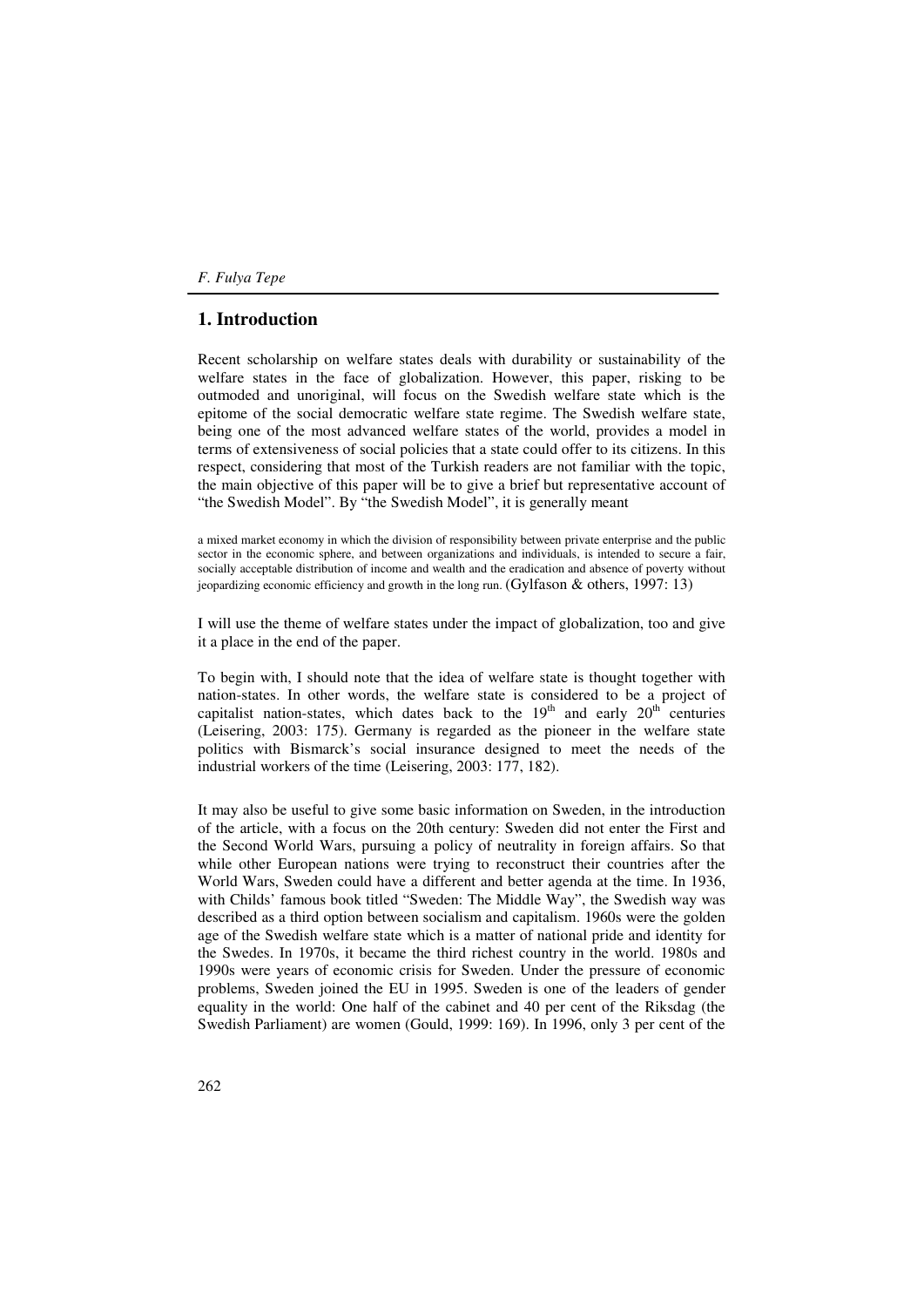## 1. Introduction

Recent scholarship on welfare states deals with durability or sustainability of the welfare states in the face of globalization. However, this paper, risking to be outmoded and unoriginal, will focus on the Swedish welfare state which is the epitome of the social democratic welfare state regime. The Swedish welfare state, being one of the most advanced welfare states of the world, provides a model in terms of extensiveness of social policies that a state could offer to its citizens. In this respect, considering that most of the Turkish readers are not familiar with the topic, the main objective of this paper will be to give a brief but representative account of "the Swedish Model". By "the Swedish Model", it is generally meant

> a mixed market economy in which the division of responsibility between private enterprise and the public sector in the economic sphere, and between organizations and individuals, is intended to secure a fair, socially acceptable distribution of income and wealth and the eradication and absence of poverty without jeopardizing economic efficiency and growth in the long run. (Gylfason & others, 1997: 13)

I will use the theme of welfare states under the impact of globalization, too and give it a place in the end of the paper.

To begin with, I should note that the idea of welfare state is thought together with nation-states. In other words, the welfare state is considered to be a project of capitalist nation-states, which dates back to the 19th and early 20th centuries (Leisering, 2003: 175). Germany is regarded as the pioneer in the welfare state politics with Bismarck's social insurance designed to meet the needs of the industrial workers of the time (Leisering, 2003: 177, 182).

It may also be useful to give some basic information on Sweden, in the introduction of the article, with a focus on the 20th century: Sweden did not enter the First and the Second World Wars, pursuing a policy of neutrality in foreign affairs. So that while other European nations were trying to reconstruct their countries after the World Wars, Sweden could have a different and better agenda at the time. In 1936, with Childs' famous book titled "Sweden: The Middle Way", the Swedish way was described as a third option between socialism and capitalism. 1960s were the golden age of the Swedish welfare state which is a matter of national pride and identity for the Swedes. In 1970s, it became the third richest country in the world. 1980s and 1990s were years of economic crisis for Sweden. Under the pressure of economic problems, Sweden joined the EU in 1995. Sweden is one of the leaders of gender equality in the world: One half of the cabinet and 40 per cent of the Riksdag (the Swedish Parliament) are women (Gould, 1999: 169). In 1996, only 3 per cent of the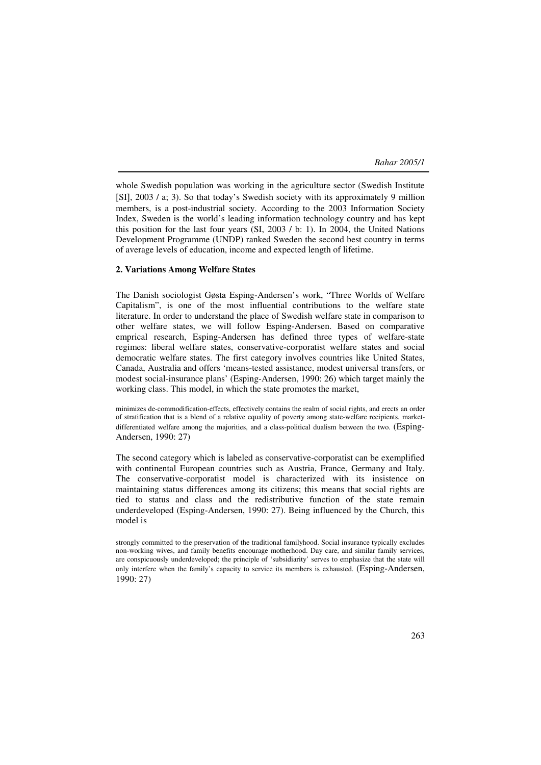whole Swedish population was working in the agriculture sector (Swedish Institute [SI], 2003 / a; 3). So that today's Swedish society with its approximately 9 million members, is a post-industrial society. According to the 2003 Information Society Index, Sweden is the world's leading information technology country and has kept this position for the last four years (SI, 2003 / b: 1). In 2004, the United Nations Development Programme (UNDP) ranked Sweden the second best country in terms of average levels of education, income and expected length of lifetime.

### 2. Variations Among Welfare States

The Danish sociologist Gøsta Esping-Andersen's work, "Three Worlds of Welfare Capitalism", is one of the most influential contributions to the welfare state literature. In order to understand the place of Swedish welfare state in comparison to other welfare states, we will follow Esping-Andersen. Based on comparative emprical research, Esping-Andersen has defined three types of welfare-state regimes: liberal welfare states, conservative-corporatist welfare states and social democratic welfare states. The first category involves countries like United States, Canada, Australia and offers 'means-tested assistance, modest universal transfers, or modest social-insurance plans' (Esping-Andersen, 1990: 26) which target mainly the working class. This model, in which the state promotes the market,

> minimizes de-commodification-effects, effectively contains the realm of social rights, and erects an order of stratification that is a blend of a relative equality of poverty among state-welfare recipients, market-differentiated welfare among the majorities, and a class-political dualism between the two. (Esping-Andersen, 1990: 27)

The second category which is labeled as conservative-corporatist can be exemplified with continental European countries such as Austria, France, Germany and Italy. The conservative-corporatist model is characterized with its insistence on maintaining status differences among its citizens; this means that social rights are tied to status and class and the redistributive function of the state remain underdeveloped (Esping-Andersen, 1990: 27). Being influenced by the Church, this model is

> strongly committed to the preservation of the traditional familyhood. Social insurance typically excludes non-working wives, and family benefits encourage motherhood. Day care, and similar family services, are conspicuously underdeveloped; the principle of 'subsidiarity' serves to emphasize that the state will only interfere when the family's capacity to service its members is exhausted. (Esping-Andersen, 1990: 27)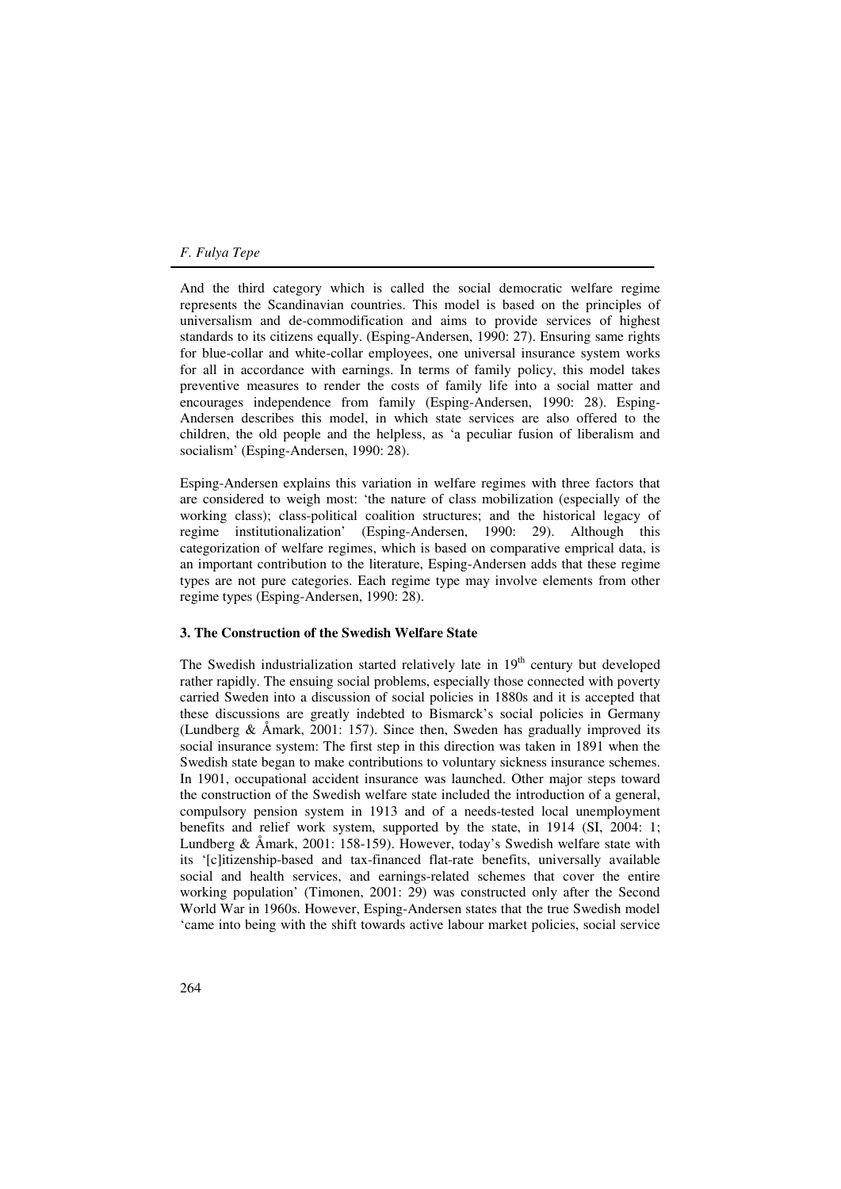And the third category which is called the social democratic welfare regime represents the Scandinavian countries. This model is based on the principles of universalism and de-commodification and aims to provide services of highest standards to its citizens equally. (Esping-Andersen, 1990: 27). Ensuring same rights for blue-collar and white-collar employees, one universal insurance system works for all in accordance with earnings. In terms of family policy, this model takes preventive measures to render the costs of family life into a social matter and encourages independence from family (Esping-Andersen, 1990: 28). Esping-Andersen describes this model, in which state services are also offered to the children, the old people and the helpless, as 'a peculiar fusion of liberalism and socialism' (Esping-Andersen, 1990: 28).

Esping-Andersen explains this variation in welfare regimes with three factors that are considered to weigh most: 'the nature of class mobilization (especially of the working class); class-political coalition structures; and the historical legacy of regime institutionalization' (Esping-Andersen, 1990: 29). Although this categorization of welfare regimes, which is based on comparative emprical data, is an important contribution to the literature, Esping-Andersen adds that these regime types are not pure categories. Each regime type may involve elements from other regime types (Esping-Andersen, 1990: 28).

### 3. The Construction of the Swedish Welfare State

The Swedish industrialization started relatively late in 19th century but developed rather rapidly. The ensuing social problems, especially those connected with poverty carried Sweden into a discussion of social policies in 1880s and it is accepted that these discussions are greatly indebted to Bismarck's social policies in Germany (Lundberg & Åmark, 2001: 157). Since then, Sweden has gradually improved its social insurance system: The first step in this direction was taken in 1891 when the Swedish state began to make contributions to voluntary sickness insurance schemes. In 1901, occupational accident insurance was launched. Other major steps toward the construction of the Swedish welfare state included the introduction of a general, compulsory pension system in 1913 and of a needs-tested local unemployment benefits and relief work system, supported by the state, in 1914 (SI, 2004: 1; Lundberg & Åmark, 2001: 158-159). However, today's Swedish welfare state with its '[c]itizenship-based and tax-financed flat-rate benefits, universally available social and health services, and earnings-related schemes that cover the entire working population' (Timonen, 2001: 29) was constructed only after the Second World War in 1960s. However, Esping-Andersen states that the true Swedish model 'came into being with the shift towards active labour market policies, social service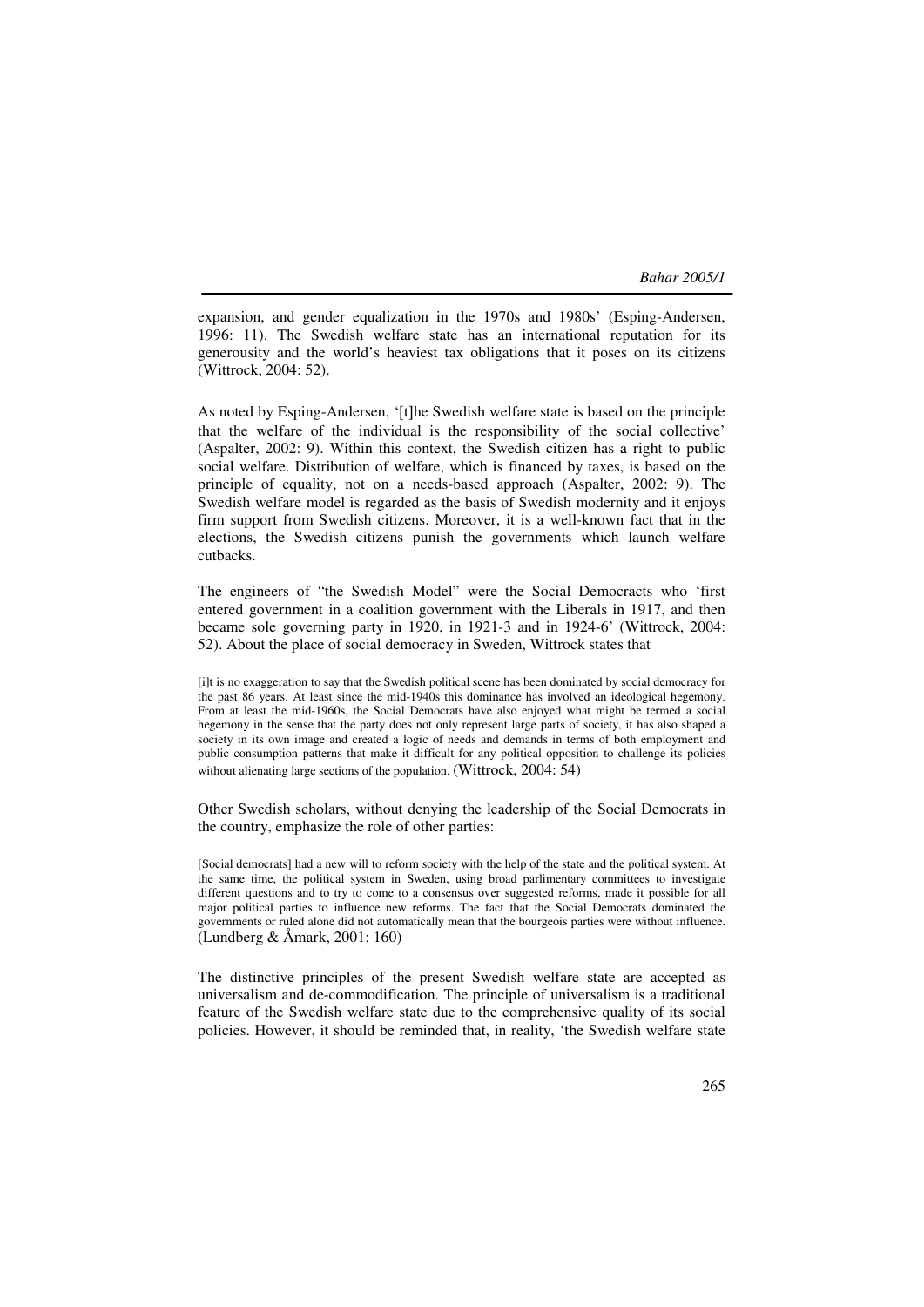expansion, and gender equalization in the 1970s and 1980s' (Esping-Andersen, 1996: 11). The Swedish welfare state has an international reputation for its generourity and the world's heaviest tax obligations that it poses on its citizens (Wittrock, 2004: 52).

As noted by Esping-Andersen, '[t]he Swedish welfare state is based on the principle that the welfare of the individual is the responsibility of the social collective' (Aspalter, 2002: 9). Within this context, the Swedish citizen has a right to public social welfare. Distribution of welfare, which is financed by taxes, is based on the principle of equality, not on a needs-based approach (Aspalter, 2002: 9). The Swedish welfare model is regarded as the basis of Swedish modernity and it enjoys firm support from Swedish citizens. Moreover, it is a well-known fact that in the elections, the Swedish citizens punish the governments which launch welfare cutbacks.

The engineers of "the Swedish Model" were the Social Democracts who 'first entered government in a coalition government with the Liberals in 1917, and then became sole governing party in 1920, in 1921-3 and in 1924-6' (Wittrock, 2004: 52). About the place of social democracy in Sweden, Wittrock states that

> [i]t is no exaggeration to say that the Swedish political scene has been dominated by social democracy for the past 86 years. At least since the mid-1940s this dominance has involved an ideological hegemony. From at least the mid-1960s, the Social Democrats have also enjoyed what might be termed a social hegemony in the sense that the party does not only represent large parts of society, it has also shaped a society in its own image and created a logic of needs and demands in terms of both employment and public consumption patterns that make it difficult for any political opposition to challenge its policies without alienating large sections of the population. (Wittrock, 2004: 54)

Other Swedish scholars, without denying the leadership of the Social Democrats in the country, emphasize the role of other parties:

> [Social democrats] had a new will to reform society with the help of the state and the political system. At the same time, the political system in Sweden, using broad parlimentary committees to investigate different questions and to try to come to a consensus over suggested reforms, made it possible for all major political parties to influence new reforms. The fact that the Social Democrats dominated the governments or ruled alone did not automatically mean that the bourgeois parties were without influence. (Lundberg & Åmark, 2001: 160)

The distinctive principles of the present Swedish welfare state are accepted as universalism and de-commodification. The principle of universalism is a traditional feature of the Swedish welfare state due to the comprehensive quality of its social policies. However, it should be reminded that, in reality, 'the Swedish welfare state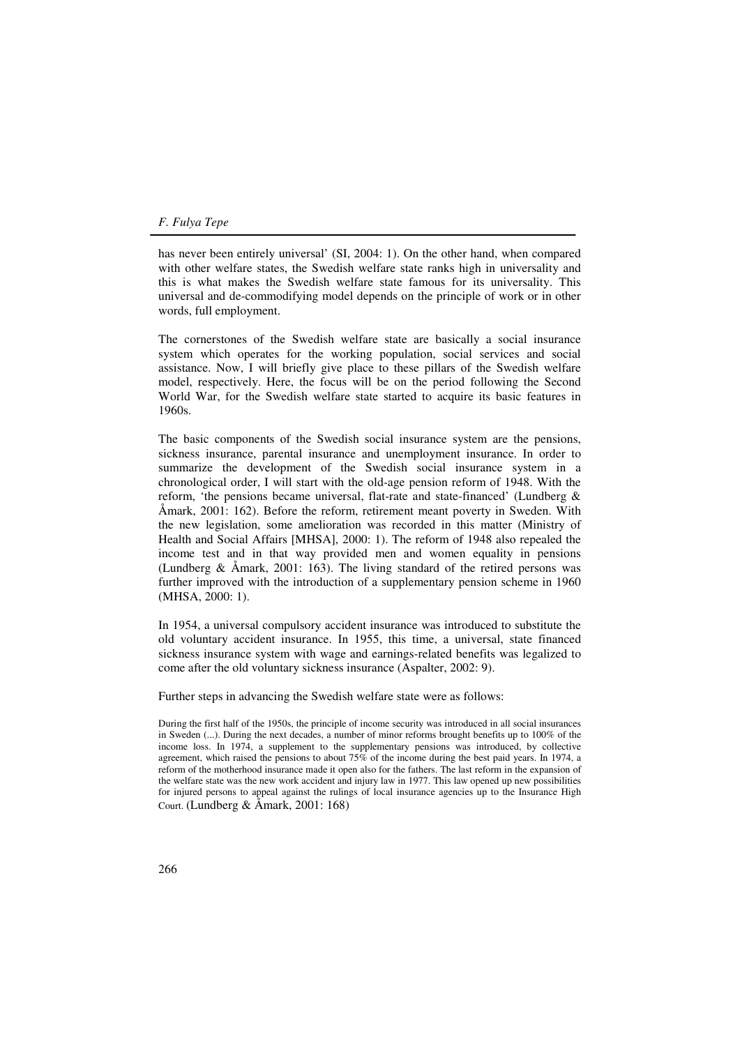has never been entirely universal' (SI, 2004: 1). On the other hand, when compared with other welfare states, the Swedish welfare state ranks high in universality and this is what makes the Swedish welfare state famous for its universality. This universal and de-commodifying model depends on the principle of work or in other words, full employment.

The cornerstones of the Swedish welfare state are basically a social insurance system which operates for the working population, social services and social assistance. Now, I will briefly give place to these pillars of the Swedish welfare model, respectively. Here, the focus will be on the period following the Second World War, for the Swedish welfare state started to acquire its basic features in 1960s.

The basic components of the Swedish social insurance system are the pensions, sickness insurance, parental insurance and unemployment insurance. In order to summarize the development of the Swedish social insurance system in a chronological order, I will start with the old-age pension reform of 1948. With the reform, 'the pensions became universal, flat-rate and state-financed' (Lundberg & Åmark, 2001: 162). Before the reform, retirement meant poverty in Sweden. With the new legislation, some amelioration was recorded in this matter (Ministry of Health and Social Affairs [MHSA], 2000: 1). The reform of 1948 also repealed the income test and in that way provided men and women equality in pensions (Lundberg & Åmark, 2001: 163). The living standard of the retired persons was further improved with the introduction of a supplementary pension scheme in 1960 (MHSA, 2000: 1).

In 1954, a universal compulsory accident insurance was introduced to substitute the old voluntary accident insurance. In 1955, this time, a universal, state financed sickness insurance system with wage and earnings-related benefits was legalized to come after the old voluntary sickness insurance (Aspalter, 2002: 9).

Further steps in advancing the Swedish welfare state were as follows:

> During the first half of the 1950s, the principle of income security was introduced in all social insurances in Sweden (...). During the next decades, a number of minor reforms brought benefits up to 100% of the income loss. In 1974, a supplement to the supplementary pensions was introduced, by collective agreement, which raised the pensions to about 75% of the income during the best paid years. In 1974, a reform of the motherhood insurance made it open also for the fathers. The last reform in the expansion of the welfare state was the new work accident and injury law in 1977. This law opened up new possibilities for injured persons to appeal against the rulings of local insurance agencies up to the Insurance High Court. (Lundberg & Åmark, 2001: 168)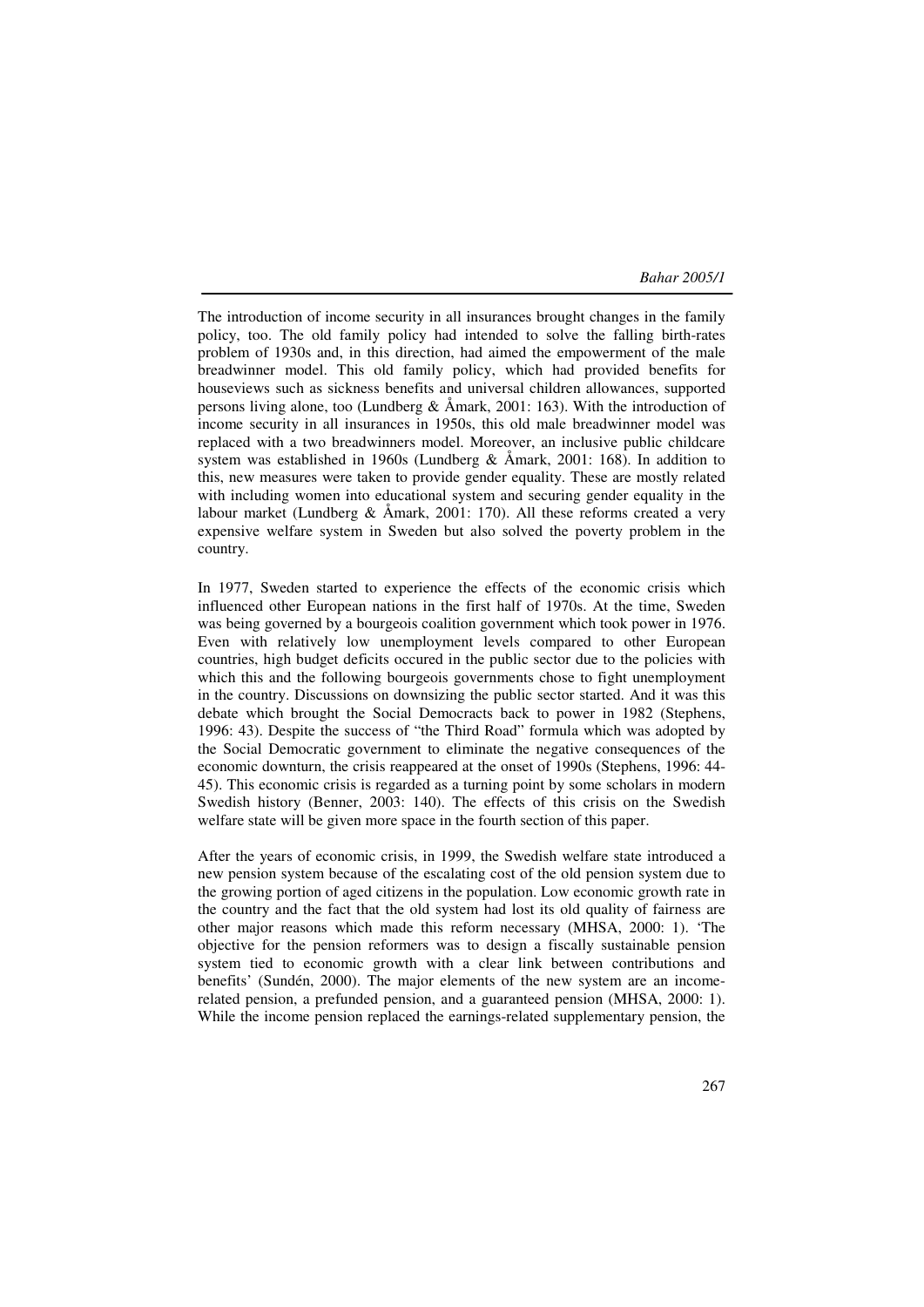The introduction of income security in all insurances brought changes in the family policy, too. The old family policy had intended to solve the falling birth-rates problem of 1930s and, in this direction, had aimed the empowerment of the male breadwinner model. This old family policy, which had provided benefits for houseviews such as sickness benefits and universal children allowances, supported persons living alone, too (Lundberg & Åmark, 2001: 163). With the introduction of income security in all insurances in 1950s, this old male breadwinner model was replaced with a two breadwinners model. Moreover, an inclusive public childcare system was established in 1960s (Lundberg & Åmark, 2001: 168). In addition to this, new measures were taken to provide gender equality. These are mostly related with including women into educational system and securing gender equality in the labour market (Lundberg & Åmark, 2001: 170). All these reforms created a very expensive welfare system in Sweden but also solved the poverty problem in the country.

In 1977, Sweden started to experience the effects of the economic crisis which influenced other European nations in the first half of 1970s. At the time, Sweden was being governed by a bourgeois coalition government which took power in 1976. Even with relatively low unemployment levels compared to other European countries, high budget deficits occured in the public sector due to the policies with which this and the following bourgeois governments chose to fight unemployment in the country. Discussions on downsizing the public sector started. And it was this debate which brought the Social Democracts back to power in 1982 (Stephens, 1996: 43). Despite the success of "the Third Road" formula which was adopted by the Social Democratic government to eliminate the negative consequences of the economic downturn, the crisis reappeared at the onset of 1990s (Stephens, 1996: 44-45). This economic crisis is regarded as a turning point by some scholars in modern Swedish history (Benner, 2003: 140). The effects of this crisis on the Swedish welfare state will be given more space in the fourth section of this paper.

After the years of economic crisis, in 1999, the Swedish welfare state introduced a new pension system because of the escalating cost of the old pension system due to the growing portion of aged citizens in the population. Low economic growth rate in the country and the fact that the old system had lost its old quality of fairness are other major reasons which made this reform necessary (MHSA, 2000: 1). 'The objective for the pension reformers was to design a fiscally sustainable pension system tied to economic growth with a clear link between contributions and benefits' (Sundén, 2000). The major elements of the new system are an income-related pension, a prefunded pension, and a guaranteed pension (MHSA, 2000: 1). While the income pension replaced the earnings-related supplementary pension, the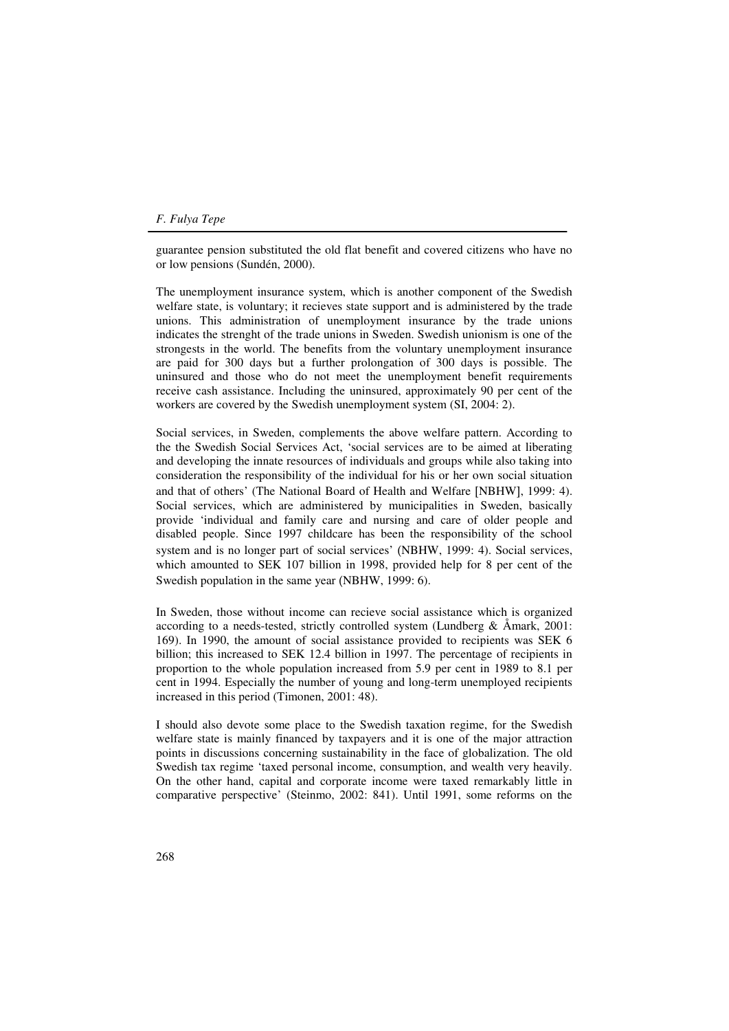guarantee pension substituted the old flat benefit and covered citizens who have no or low pensions (Sundén, 2000).

The unemployment insurance system, which is another component of the Swedish welfare state, is voluntary; it recieves state support and is administered by the trade unions. This administration of unemployment insurance by the trade unions indicates the strenght of the trade unions in Sweden. Swedish unionism is one of the strongests in the world. The benefits from the voluntary unemployment insurance are paid for 300 days but a further prolongation of 300 days is possible. The uninsured and those who do not meet the unemployment benefit requirements receive cash assistance. Including the uninsured, approximately 90 per cent of the workers are covered by the Swedish unemployment system (SI, 2004: 2).

Social services, in Sweden, complements the above welfare pattern. According to the the Swedish Social Services Act, 'social services are to be aimed at liberating and developing the innate resources of individuals and groups while also taking into consideration the responsibility of the individual for his or her own social situation and that of others' (The National Board of Health and Welfare [NBHW], 1999: 4). Social services, which are administered by municipalities in Sweden, basically provide 'individual and family care and nursing and care of older people and disabled people. Since 1997 childcare has been the responsibility of the school system and is no longer part of social services' (NBHW, 1999: 4). Social services, which amounted to SEK 107 billion in 1998, provided help for 8 per cent of the Swedish population in the same year (NBHW, 1999: 6).

In Sweden, those without income can recieve social assistance which is organized according to a needs-tested, strictly controlled system (Lundberg & Åmark, 2001: 169). In 1990, the amount of social assistance provided to recipients was SEK 6 billion; this increased to SEK 12.4 billion in 1997. The percentage of recipients in proportion to the whole population increased from 5.9 per cent in 1989 to 8.1 per cent in 1994. Especially the number of young and long-term unemployed recipients increased in this period (Timonen, 2001: 48).

I should also devote some place to the Swedish taxation regime, for the Swedish welfare state is mainly financed by taxpayers and it is one of the major attraction points in discussions concerning sustainability in the face of globalization. The old Swedish tax regime 'taxed personal income, consumption, and wealth very heavily. On the other hand, capital and corporate income were taxed remarkably little in comparative perspective' (Steinmo, 2002: 841). Until 1991, some reforms on the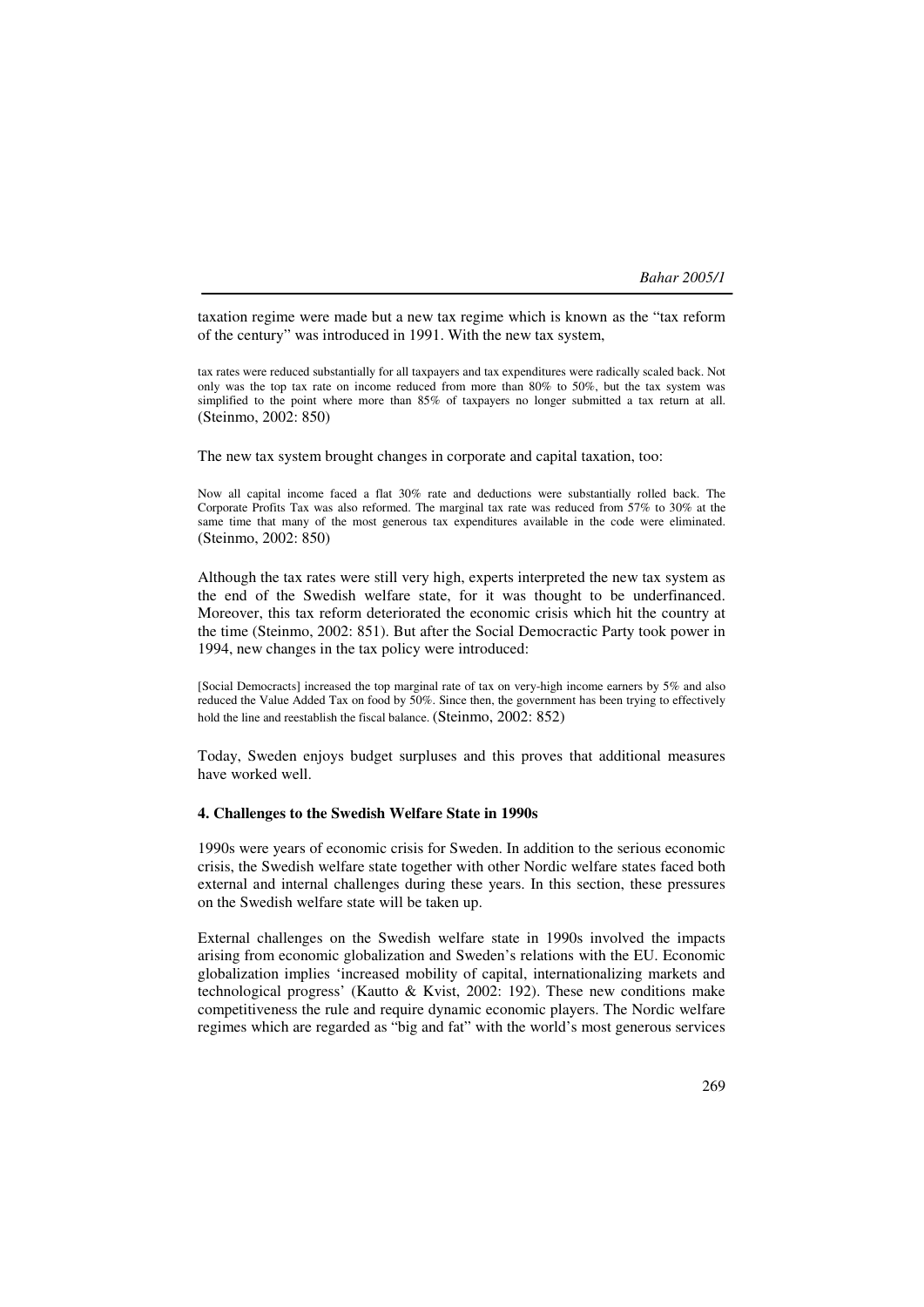taxation regime were made but a new tax regime which is known as the "tax reform of the century" was introduced in 1991. With the new tax system,

> tax rates were reduced substantially for all taxpayers and tax expenditures were radically scaled back. Not only was the top tax rate on income reduced from more than 80% to 50%, but the tax system was simplified to the point where more than 85% of taxpayers no longer submitted a tax return at all. (Steinmo, 2002: 850)

The new tax system brought changes in corporate and capital taxation, too:

> Now all capital income faced a flat 30% rate and deductions were substantially rolled back. The Corporate Profits Tax was also reformed. The marginal tax rate was reduced from 57% to 30% at the same time that many of the most generous tax expenditures available in the code were eliminated. (Steinmo, 2002: 850)

Although the tax rates were still very high, experts interpreted the new tax system as the end of the Swedish welfare state, for it was thought to be underfinanced. Moreover, this tax reform deteriorated the economic crisis which hit the country at the time (Steinmo, 2002: 851). But after the Social Democractic Party took power in 1994, new changes in the tax policy were introduced:

> [Social Democracts] increased the top marginal rate of tax on very-high income earners by 5% and also reduced the Value Added Tax on food by 50%. Since then, the government has been trying to effectively hold the line and reestablish the fiscal balance. (Steinmo, 2002: 852)

Today, Sweden enjoys budget surpluses and this proves that additional measures have worked well.

### 4. Challenges to the Swedish Welfare State in 1990s

1990s were years of economic crisis for Sweden. In addition to the serious economic crisis, the Swedish welfare state together with other Nordic welfare states faced both external and internal challenges during these years. In this section, these pressures on the Swedish welfare state will be taken up.

External challenges on the Swedish welfare state in 1990s involved the impacts arising from economic globalization and Sweden's relations with the EU. Economic globalization implies 'increased mobility of capital, internationalizing markets and technological progress' (Kautto & Kvist, 2002: 192). These new conditions make competitiveness the rule and require dynamic economic players. The Nordic welfare regimes which are regarded as "big and fat" with the world's most generous services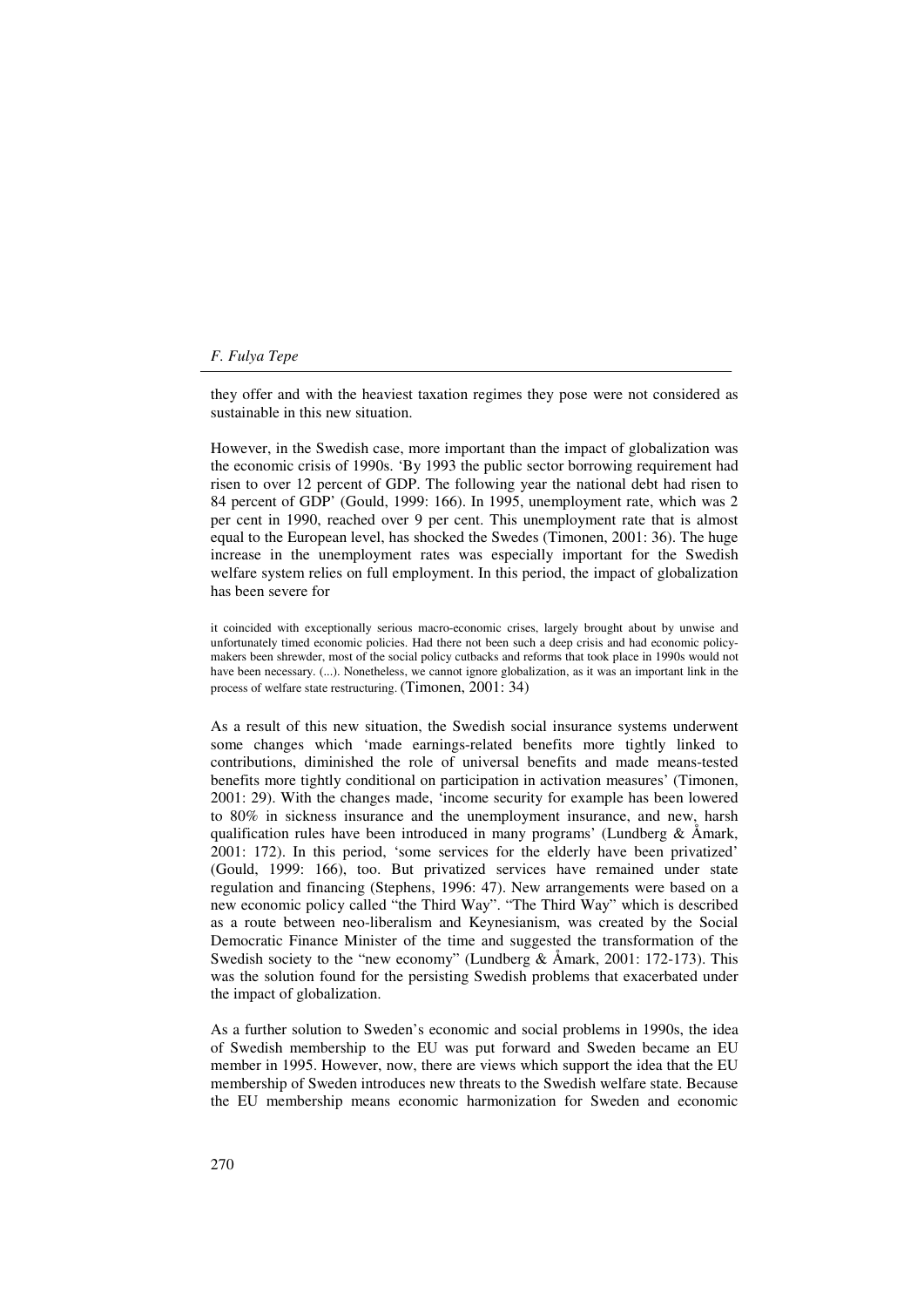they offer and with the heaviest taxation regimes they pose were not considered as sustainable in this new situation.

However, in the Swedish case, more important than the impact of globalization was the economic crisis of 1990s. 'By 1993 the public sector borrowing requirement had risen to over 12 percent of GDP. The following year the national debt had risen to 84 percent of GDP' (Gould, 1999: 166). In 1995, unemployment rate, which was 2 per cent in 1990, reached over 9 per cent. This unemployment rate that is almost equal to the European level, has shocked the Swedes (Timonen, 2001: 36). The huge increase in the unemployment rates was especially important for the Swedish welfare system relies on full employment. In this period, the impact of globalization has been severe for

> it coincided with exceptionally serious macro-economic crises, largely brought about by unwise and unfortunately timed economic policies. Had there not been such a deep crisis and had economic policy-makers been shrewder, most of the social policy cutbacks and reforms that took place in 1990s would not have been necessary. (...). Nonetheless, we cannot ignore globalization, as it was an important link in the process of welfare state restructuring. (Timonen, 2001: 34)

As a result of this new situation, the Swedish social insurance systems underwent some changes which 'made earnings-related benefits more tightly linked to contributions, diminished the role of universal benefits and made means-tested benefits more tightly conditional on participation in activation measures' (Timonen, 2001: 29). With the changes made, 'income security for example has been lowered to 80% in sickness insurance and the unemployment insurance, and new, harsh qualification rules have been introduced in many programs' (Lundberg & Åmark, 2001: 172). In this period, 'some services for the elderly have been privatized' (Gould, 1999: 166), too. But privatized services have remained under state regulation and financing (Stephens, 1996: 47). New arrangements were based on a new economic policy called "the Third Way". "The Third Way" which is described as a route between neo-liberalism and Keynesianism, was created by the Social Democratic Finance Minister of the time and suggested the transformation of the Swedish society to the "new economy" (Lundberg & Åmark, 2001: 172-173). This was the solution found for the persisting Swedish problems that exacerbated under the impact of globalization.

As a further solution to Sweden's economic and social problems in 1990s, the idea of Swedish membership to the EU was put forward and Sweden became an EU member in 1995. However, now, there are views which support the idea that the EU membership of Sweden introduces new threats to the Swedish welfare state. Because the EU membership means economic harmonization for Sweden and economic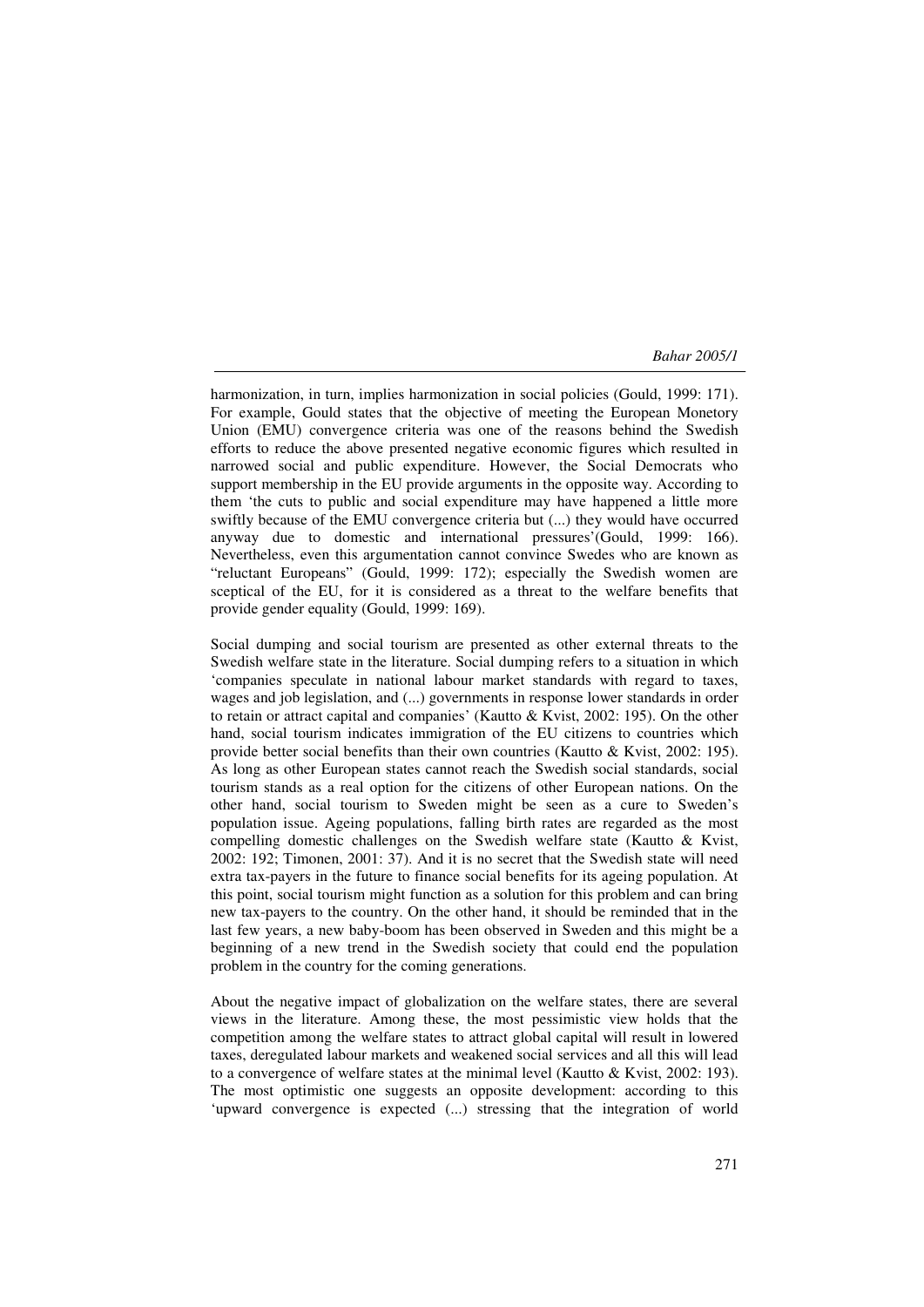harmonization, in turn, implies harmonization in social policies (Gould, 1999: 171). For example, Gould states that the objective of meeting the European Monetory Union (EMU) convergence criteria was one of the reasons behind the Swedish efforts to reduce the above presented negative economic figures which resulted in narrowed social and public expenditure. However, the Social Democrats who support membership in the EU provide arguments in the opposite way. According to them 'the cuts to public and social expenditure may have happened a little more swiftly because of the EMU convergence criteria but (...) they would have occurred anyway due to domestic and international pressures'(Gould, 1999: 166). Nevertheless, even this argumentation cannot convince Swedes who are known as "reluctant Europeans" (Gould, 1999: 172); especially the Swedish women are sceptical of the EU, for it is considered as a threat to the welfare benefits that provide gender equality (Gould, 1999: 169).

Social dumping and social tourism are presented as other external threats to the Swedish welfare state in the literature. Social dumping refers to a situation in which 'companies speculate in national labour market standards with regard to taxes, wages and job legislation, and (...) governments in response lower standards in order to retain or attract capital and companies' (Kautto & Kvist, 2002: 195). On the other hand, social tourism indicates immigration of the EU citizens to countries which provide better social benefits than their own countries (Kautto & Kvist, 2002: 195). As long as other European states cannot reach the Swedish social standards, social tourism stands as a real option for the citizens of other European nations. On the other hand, social tourism to Sweden might be seen as a cure to Sweden's population issue. Ageing populations, falling birth rates are regarded as the most compelling domestic challenges on the Swedish welfare state (Kautto & Kvist, 2002: 192; Timonen, 2001: 37). And it is no secret that the Swedish state will need extra tax-payers in the future to finance social benefits for its ageing population. At this point, social tourism might function as a solution for this problem and can bring new tax-payers to the country. On the other hand, it should be reminded that in the last few years, a new baby-boom has been observed in Sweden and this might be a beginning of a new trend in the Swedish society that could end the population problem in the country for the coming generations.

About the negative impact of globalization on the welfare states, there are several views in the literature. Among these, the most pessimistic view holds that the competition among the welfare states to attract global capital will result in lowered taxes, deregulated labour markets and weakened social services and all this will lead to a convergence of welfare states at the minimal level (Kautto & Kvist, 2002: 193). The most optimistic one suggests an opposite development: according to this 'upward convergence is expected (...) stressing that the integration of world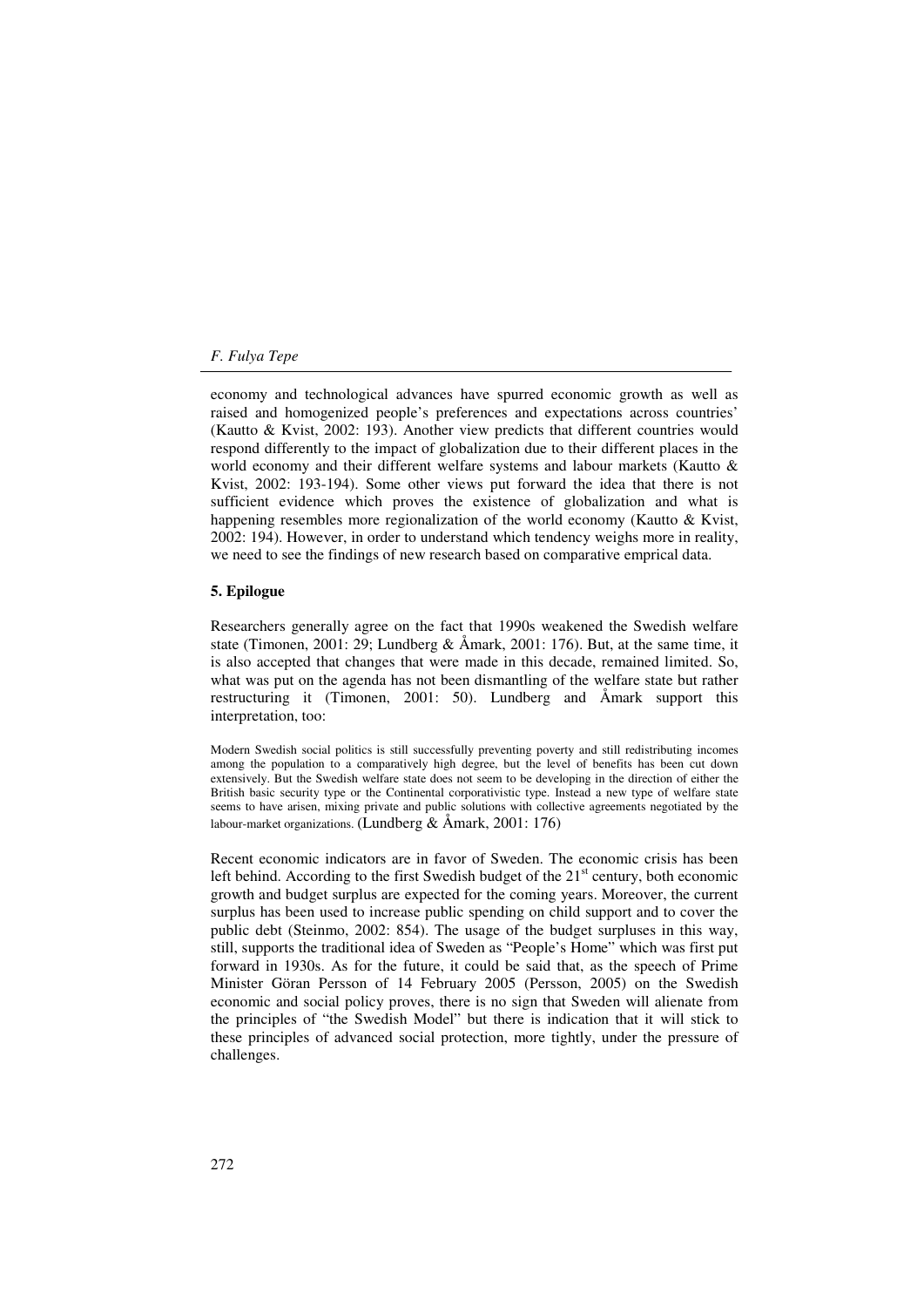economy and technological advances have spurred economic growth as well as raised and homogenized people's preferences and expectations across countries' (Kautto & Kvist, 2002: 193). Another view predicts that different countries would respond differently to the impact of globalization due to their different places in the world economy and their different welfare systems and labour markets (Kautto & Kvist, 2002: 193-194). Some other views put forward the idea that there is not sufficient evidence which proves the existence of globalization and what is happening resembles more regionalization of the world economy (Kautto & Kvist, 2002: 194). However, in order to understand which tendency weighs more in reality, we need to see the findings of new research based on comparative emprical data.

## 5. Epilogue

Researchers generally agree on the fact that 1990s weakened the Swedish welfare state (Timonen, 2001: 29; Lundberg & Åmark, 2001: 176). But, at the same time, it is also accepted that changes that were made in this decade, remained limited. So, what was put on the agenda has not been dismantling of the welfare state but rather restructuring it (Timonen, 2001: 50). Lundberg and Åmark support this interpretation, too:

> Modern Swedish social politics is still successfully preventing poverty and still redistributing incomes among the population to a comparatively high degree, but the level of benefits has been cut down extensively. But the Swedish welfare state does not seem to be developing in the direction of either the British basic security type or the Continental corporativistic type. Instead a new type of welfare state seems to have arisen, mixing private and public solutions with collective agreements negotiated by the labour-market organizations. (Lundberg & Åmark, 2001: 176)

Recent economic indicators are in favor of Sweden. The economic crisis has been left behind. According to the first Swedish budget of the 21st century, both economic growth and budget surplus are expected for the coming years. Moreover, the current surplus has been used to increase public spending on child support and to cover the public debt (Steinmo, 2002: 854). The usage of the budget surpluses in this way, still, supports the traditional idea of Sweden as "People's Home" which was first put forward in 1930s. As for the future, it could be said that, as the speech of Prime Minister Göran Persson of 14 February 2005 (Persson, 2005) on the Swedish economic and social policy proves, there is no sign that Sweden will alienate from the principles of "the Swedish Model" but there is indication that it will stick to these principles of advanced social protection, more tightly, under the pressure of challenges.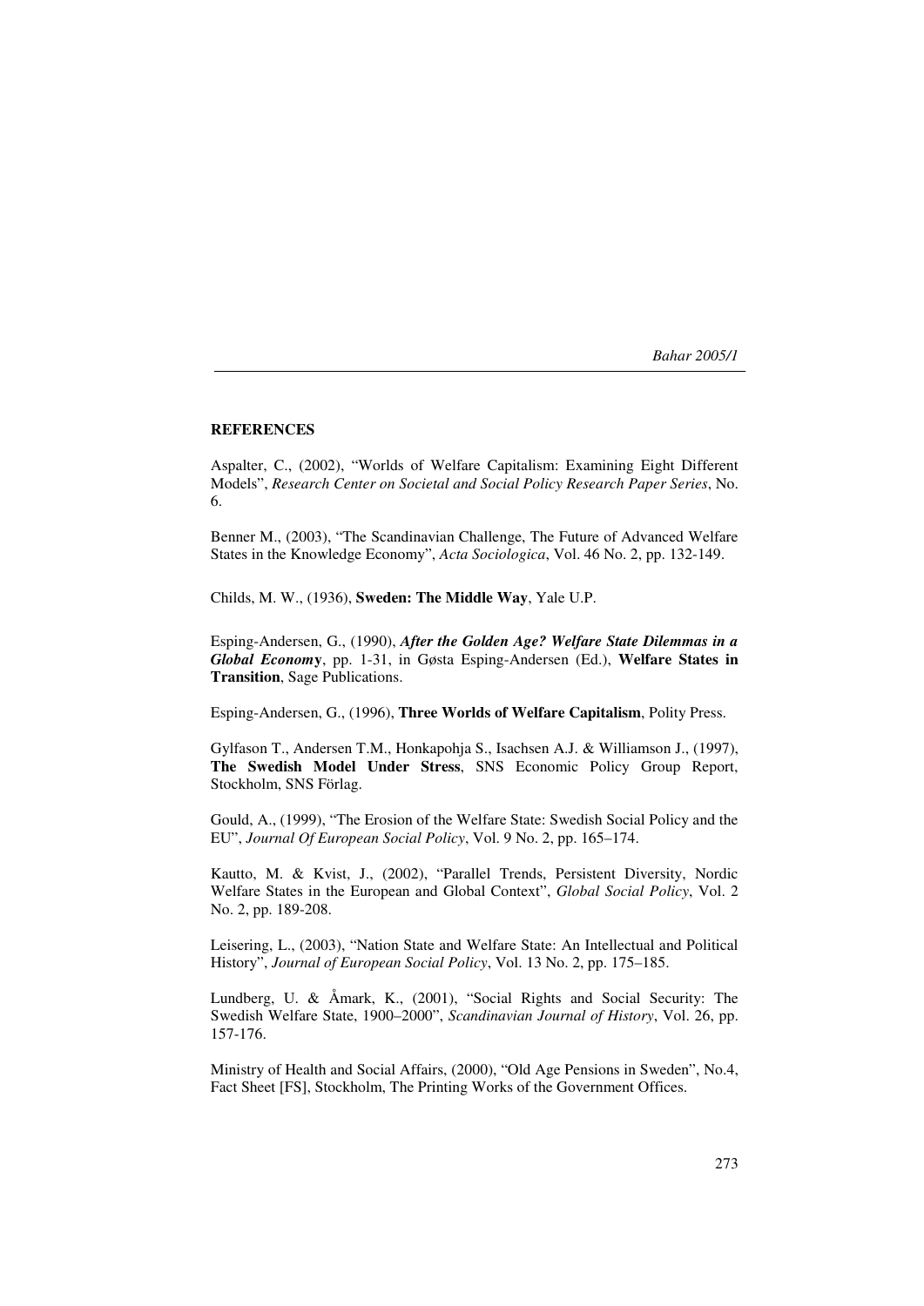## REFERENCES

Aspalter, C., (2002), "Worlds of Welfare Capitalism: Examining Eight Different Models", *Research Center on Societal and Social Policy Research Paper Series*, No. 6.

Benner M., (2003), "The Scandinavian Challenge, The Future of Advanced Welfare States in the Knowledge Economy", *Acta Sociologica*, Vol. 46 No. 2, pp. 132-149.

Childs, M. W., (1936), **Sweden: The Middle Way**, Yale U.P.

Esping-Andersen, G., (1990), ***After the Golden Age? Welfare State Dilemmas in a Global Economy***, pp. 1-31, in Gøsta Esping-Andersen (Ed.), **Welfare States in Transition**, Sage Publications.

Esping-Andersen, G., (1996), **Three Worlds of Welfare Capitalism**, Polity Press.

Gylfason T., Andersen T.M., Honkapohja S., Isachsen A.J. & Williamson J., (1997), **The Swedish Model Under Stress**, SNS Economic Policy Group Report, Stockholm, SNS Förlag.

Gould, A., (1999), "The Erosion of the Welfare State: Swedish Social Policy and the EU", *Journal Of European Social Policy*, Vol. 9 No. 2, pp. 165–174.

Kautto, M. & Kvist, J., (2002), "Parallel Trends, Persistent Diversity, Nordic Welfare States in the European and Global Context", *Global Social Policy*, Vol. 2 No. 2, pp. 189-208.

Leisering, L., (2003), "Nation State and Welfare State: An Intellectual and Political History", *Journal of European Social Policy*, Vol. 13 No. 2, pp. 175–185.

Lundberg, U. & Åmark, K., (2001), "Social Rights and Social Security: The Swedish Welfare State, 1900–2000", *Scandinavian Journal of History*, Vol. 26, pp. 157-176.

Ministry of Health and Social Affairs, (2000), "Old Age Pensions in Sweden", No.4, Fact Sheet [FS], Stockholm, The Printing Works of the Government Offices.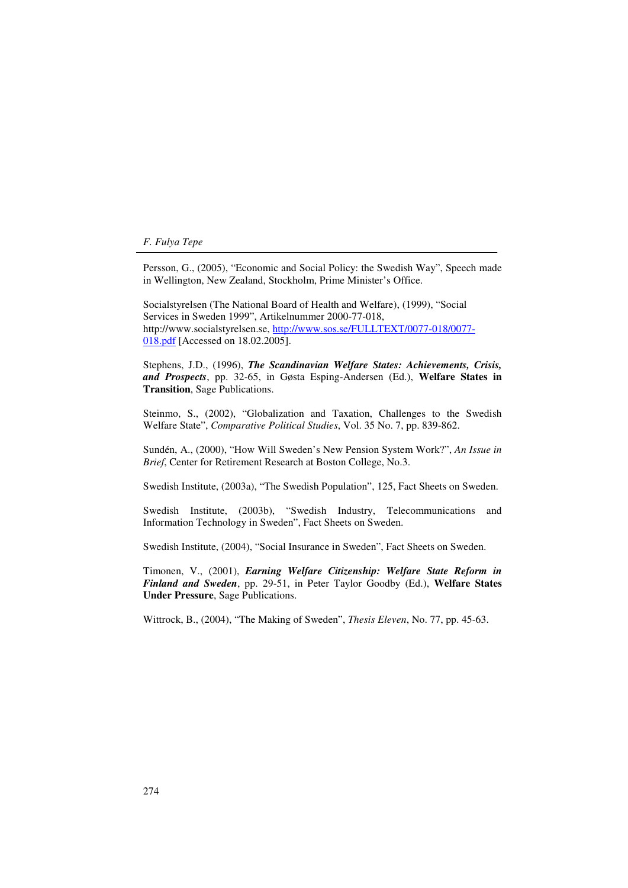Persson, G., (2005), "Economic and Social Policy: the Swedish Way", Speech made in Wellington, New Zealand, Stockholm, Prime Minister's Office.

Socialstyrelsen (The National Board of Health and Welfare), (1999), "Social Services in Sweden 1999", Artikelnummer 2000-77-018, http://www.socialstyrelsen.se, http://www.sos.se/FULLTEXT/0077-018/0077-018.pdf [Accessed on 18.02.2005].

Stephens, J.D., (1996), ***The Scandinavian Welfare States: Achievements, Crisis, and Prospects***, pp. 32-65, in Gøsta Esping-Andersen (Ed.), **Welfare States in Transition**, Sage Publications.

Steinmo, S., (2002), "Globalization and Taxation, Challenges to the Swedish Welfare State", *Comparative Political Studies*, Vol. 35 No. 7, pp. 839-862.

Sundén, A., (2000), "How Will Sweden's New Pension System Work?", *An Issue in Brief*, Center for Retirement Research at Boston College, No.3.

Swedish Institute, (2003a), "The Swedish Population", 125, Fact Sheets on Sweden.

Swedish Institute, (2003b), "Swedish Industry, Telecommunications and Information Technology in Sweden", Fact Sheets on Sweden.

Swedish Institute, (2004), "Social Insurance in Sweden", Fact Sheets on Sweden.

Timonen, V., (2001), ***Earning Welfare Citizenship: Welfare State Reform in Finland and Sweden***, pp. 29-51, in Peter Taylor Goodby (Ed.), **Welfare States Under Pressure**, Sage Publications.

Wittrock, B., (2004), "The Making of Sweden", *Thesis Eleven*, No. 77, pp. 45-63.